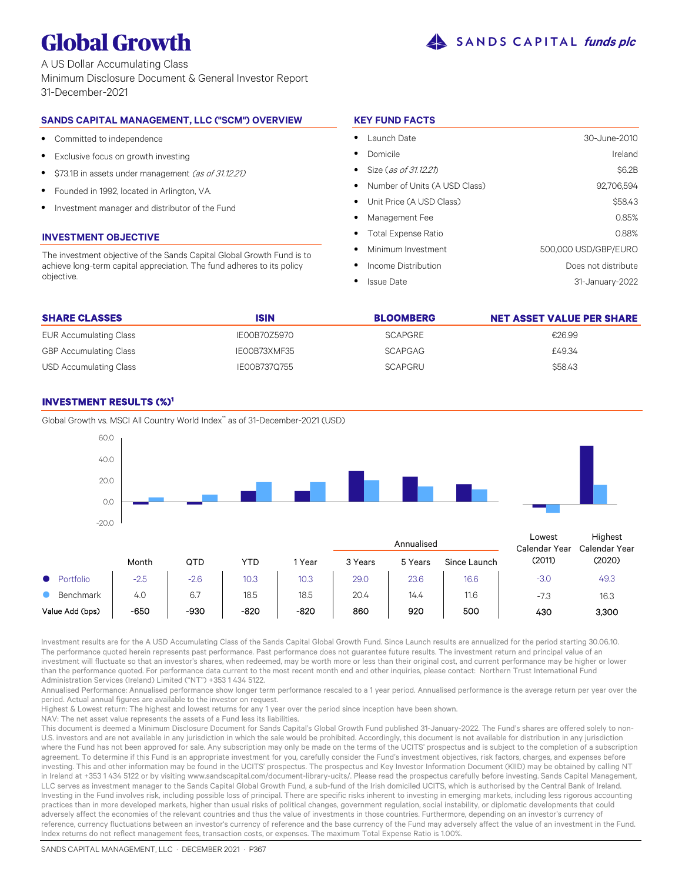# Global Growth

SANDS CAPITAL *funds plc*

A US Dollar Accumulating Class
Minimum Disclosure Document & General Investor Report
31-December-2021

## SANDS CAPITAL MANAGEMENT, LLC ("SCM") OVERVIEW

- Committed to independence
- Exclusive focus on growth investing
- $73.1B in assets under management *(as of 31.12.21)*
- Founded in 1992, located in Arlington, VA.
- Investment manager and distributor of the Fund

## INVESTMENT OBJECTIVE

The investment objective of the Sands Capital Global Growth Fund is to achieve long-term capital appreciation. The fund adheres to its policy objective.

## KEY FUND FACTS

| | |
|---|---|
| Launch Date | 30-June-2010 |
| Domicile | Ireland |
| Size *(as of 31.12.21)* | $6.2B |
| Number of Units (A USD Class) | 92,706,594 |
| Unit Price (A USD Class) | $58.43 |
| Management Fee | 0.85% |
| Total Expense Ratio | 0.88% |
| Minimum Investment | 500,000 USD/GBP/EURO |
| Income Distribution | Does not distribute |
| Issue Date | 31-January-2022 |

| SHARE CLASSES | ISIN | BLOOMBERG | NET ASSET VALUE PER SHARE |
|---|---|---|---|
| EUR Accumulating Class | IE00B70Z5970 | SCAPGRE | €26.99 |
| GBP Accumulating Class | IE00B73XMF35 | SCAPGAG | £49.34 |
| USD Accumulating Class | IE00B737Q755 | SCAPGRU | $58.43 |

## INVESTMENT RESULTS (%)[1]

Global Growth vs. MSCI All Country World Index** as of 31-December-2021 (USD)

| | | | | | Annualised | | | | |
|---|---|---|---|---|---|---|---|---|---|
| | Month | QTD | YTD | 1 Year | 3 Years | 5 Years | Since Launch | Lowest Calendar Year (2011) | Highest Calendar Year (2020) |
| Portfolio | -2.5 | -2.6 | 10.3 | 10.3 | 29.0 | 23.6 | 16.6 | -3.0 | 49.3 |
| Benchmark | 4.0 | 6.7 | 18.5 | 18.5 | 20.4 | 14.4 | 11.6 | -7.3 | 16.3 |
| Value Add (bps) | -650 | -930 | -820 | -820 | 860 | 920 | 500 | 430 | 3,300 |

Investment results are for the A USD Accumulating Class of the Sands Capital Global Growth Fund. Since Launch results are annualized for the period starting 30.06.10. The performance quoted herein represents past performance. Past performance does not guarantee future results. The investment return and principal value of an investment will fluctuate so that an investor's shares, when redeemed, may be worth more or less than their original cost, and current performance may be higher or lower than the performance quoted. For performance data current to the most recent month end and other inquiries, please contact: Northern Trust International Fund Administration Services (Ireland) Limited ("NT") +353 1 434 5122.

Annualised Performance: Annualised performance show longer term performance rescaled to a 1 year period. Annualised performance is the average return per year over the period. Actual annual figures are available to the investor on request.

Highest & Lowest return: The highest and lowest returns for any 1 year over the period since inception have been shown.

NAV: The net asset value represents the assets of a Fund less its liabilities.

This document is deemed a Minimum Disclosure Document for Sands Capital's Global Growth Fund published 31-January-2022. The Fund's shares are offered solely to non-U.S. investors and are not available in any jurisdiction in which the sale would be prohibited. Accordingly, this document is not available for distribution in any jurisdiction where the Fund has not been approved for sale. Any subscription may only be made on the terms of the UCITS' prospectus and is subject to the completion of a subscription agreement. To determine if this Fund is an appropriate investment for you, carefully consider the Fund's investment objectives, risk factors, charges, and expenses before investing. This and other information may be found in the UCITS' prospectus. The prospectus and Key Investor Information Document (KIID) may be obtained by calling NT in Ireland at +353 1 434 5122 or by visiting www.sandscapital.com/document-library-ucits/. Please read the prospectus carefully before investing. Sands Capital Management, LLC serves as investment manager to the Sands Capital Global Growth Fund, a sub-fund of the Irish domiciled UCITS, which is authorised by the Central Bank of Ireland. Investing in the Fund involves risk, including possible loss of principal. There are specific risks inherent to investing in emerging markets, including less rigorous accounting practices than in more developed markets, higher than usual risks of political changes, government regulation, social instability, or diplomatic developments that could adversely affect the economies of the relevant countries and thus the value of investments in those countries. Furthermore, depending on an investor's currency of reference, currency fluctuations between an investor's currency of reference and the base currency of the Fund may adversely affect the value of an investment in the Fund. Index returns do not reflect management fees, transaction costs, or expenses. The maximum Total Expense Ratio is 1.00%.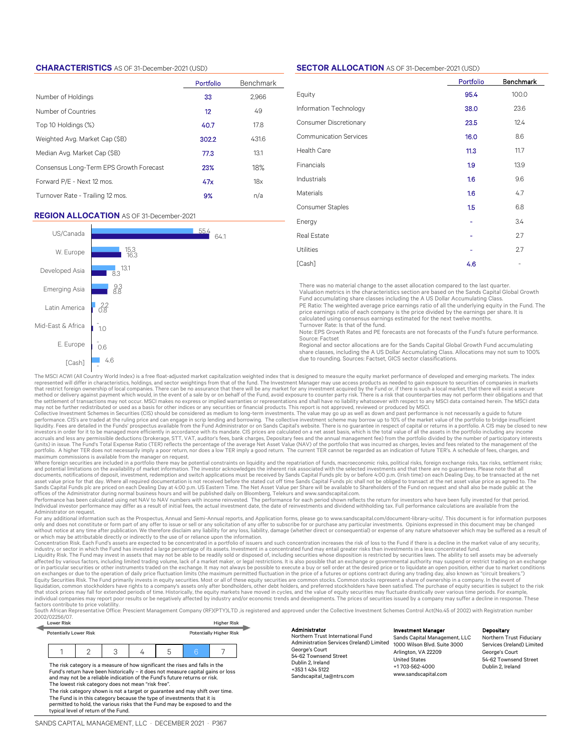## CHARACTERISTICS AS OF 31-December-2021 (USD)

| | Portfolio | Benchmark |
|---|---|---|
| Number of Holdings | 33 | 2,966 |
| Number of Countries | 12 | 49 |
| Top 10 Holdings (%) | 40.7 | 17.8 |
| Weighted Avg. Market Cap ($B) | 302.2 | 431.6 |
| Median Avg. Market Cap ($B) | 77.3 | 13.1 |
| Consensus Long-Term EPS Growth Forecast | 23% | 18% |
| Forward P/E - Next 12 mos. | 47x | 18x |
| Turnover Rate - Trailing 12 mos. | 9% | n/a |

## REGION ALLOCATION AS OF 31-December-2021

US/Canada 55.4 64.1
W. Europe 15.3 16.3
Developed Asia 13.1 8.3
Emerging Asia 9.3 8.8
Latin America 2.2 0.8
Mid-East & Africa - 1.0
E. Europe - 0.6
[Cash] 4.6 -

## SECTOR ALLOCATION AS OF 31-December-2021 (USD)

| | Portfolio | Benchmark |
|---|---|---|
| Equity | 95.4 | 100.0 |
| Information Technology | 38.0 | 23.6 |
| Consumer Discretionary | 23.5 | 12.4 |
| Communication Services | 16.0 | 8.6 |
| Health Care | 11.3 | 11.7 |
| Financials | 1.9 | 13.9 |
| Industrials | 1.6 | 9.6 |
| Materials | 1.6 | 4.7 |
| Consumer Staples | 1.5 | 6.8 |
| Energy | - | 3.4 |
| Real Estate | - | 2.7 |
| Utilities | - | 2.7 |
| [Cash] | 4.6 | - |

There was no material change to the asset allocation compared to the last quarter.
Valuation metrics in the characteristics section are based on the Sands Capital Global Growth Fund accumulating share classes including the A US Dollar Accumulating Class.
PE Ratio: The weighted average price earnings ratio of all the underlying equity in the Fund. The price earnings ratio of each company is the price divided by the earnings per share. It is calculated using consensus earnings estimated for the next twelve months.
Turnover Rate: Is that of the fund.
Note: EPS Growth Rates and PE forecasts are not forecasts of the Fund's future performance.
Source: Factset
Regional and sector allocations are for the Sands Capital Global Growth Fund accumulating share classes, including the A US Dollar Accumulating Class. Allocations may not sum to 100% due to rounding. Sources: Factset, GICS sector classifications.

The MSCI ACWI (All Country World Index) is a free float-adjusted market capitalization weighted index that is designed to measure the equity market performance of developed and emerging markets. The index represented will differ in characteristics, holdings, and sector weightings from that of the fund. The Investment Manager may use access products as needed to gain exposure to securities of companies in markets that restrict foreign ownership of local companies. There can be no assurance that there will be any market for any investment acquired by the Fund or, if there is such a local market, that there will exist a secure method or delivery against payment which would, in the event of a sale by or on behalf of the Fund, avoid exposure to counter party risk. There is a risk that counterparties may not perform their obligations and that the settlement of transactions may not occur. MSCI makes no express or implied warranties or representations and shall have no liability whatsoever with respect to any MSCI data contained herein. The MSCI data may not be further redistributed or used as a basis for other indices or any securities or financial products. This report is not approved, reviewed or produced by MSCI.
Collective Investment Schemes in Securities (CIS) should be considered as medium to long-term investments. The value may go up as well as down and past performance is not necessarily a guide to future performance. CIS's are traded at the ruling price and can engage in scrip lending and borrowing. The collective investment scheme may borrow up to 10% of the market value of the portfolio to bridge insufficient liquidity. Fees are detailed in the Funds' prospectus available from the Fund Administrator or on Sands Capital's website. There is no guarantee in respect of capital or returns in a portfolio. A CIS may be closed to new investors in order for it to be managed more efficiently in accordance with its mandate. CIS prices are calculated on a net asset basis, which is the total value of all the assets in the portfolio including any income accruals and less any permissible deductions (brokerage, STT, VAT, auditor's fees, bank charges, Depositary fees and the annual management fee) from the portfolio divided by the number of participatory interests (units) in issue. The Fund's Total Expense Ratio (TER) reflects the percentage of the average Net Asset Value (NAV) of the portfolio that was incurred as charges, levies and fees related to the management of the portfolio. A higher TER does not necessarily imply a poor return, nor does a low TER imply a good return. The current TER cannot be regarded as an indication of future TER's. A schedule of fees, charges, and maximum commissions is available from the manager on request.
Where foreign securities are included in a portfolio there may be potential constraints on liquidity and the repatriation of funds, macroeconomic risks, political risks, foreign exchange risks, tax risks, settlement risks; and potential limitations on the availability of market information. The investor acknowledges the inherent risk associated with the selected investments and that there are no guarantees. Please note that all documents, notifications of deposit, investment, redemption and switch applications must be received by Sands Capital Funds plc by or before 4:00 p.m. (Irish time) on each Dealing Day, to be transacted at the net asset value price for that day. Where all required documentation is not received before the stated cut off time Sands Capital Funds plc shall not be obliged to transact at the net asset value price as agreed to. The Sands Capital Funds plc are priced on each Dealing Day at 4:00 p.m. US Eastern Time. The Net Asset Value per Share will be available to Shareholders of the Fund on request and shall also be made public at the offices of the Administrator during normal business hours and will be published daily on Bloomberg, Telekurs and www.sandscapital.com.
Performance has been calculated using net NAV to NAV numbers with income reinvested. The performance for each period shown reflects the return for investors who have been fully invested for that period. Individual investor performance may differ as a result of initial fees, the actual investment date, the date of reinvestments and dividend withholding tax. Full performance calculations are available from the Administrator on request.
For any additional information such as the Prospectus, Annual and Semi-Annual reports, and Application forms, please go to www.sandscapital.com/document-library-ucits/. This document is for information purposes only and does not constitute or form part of any offer to issue or sell or any solicitation of any offer to subscribe for or purchase any particular investments. Opinions expressed in this document may be changed without notice at any time after publication. We therefore disclaim any liability for any loss, liability, damage (whether direct or consequential) or expense of any nature whatsoever which may be suffered as a result of or which may be attributable directly or indirectly to the use of or reliance upon the information.
Concentration Risk. Each Fund's assets are expected to be concentrated in a portfolio of issuers and such concentration increases the risk of loss to the Fund if there is a decline in the market value of any security, industry, or sector in which the Fund has invested a large percentage of its assets. Investment in a concentrated fund may entail greater risks than investments in a less concentrated fund.
Liquidity Risk. The Fund may invest in assets that may not be able to be readily sold or disposed of, including securities whose disposition is restricted by securities laws. The ability to sell assets may be adversely affected by various factors, including limited trading volume, lack of a market maker, or legal restrictions. It is also possible that an exchange or governmental authority may suspend or restrict trading on an exchange or in particular securities or other instruments traded on the exchange. It may not always be possible to execute a buy or sell order at the desired price or to liquidate an open position, either due to market conditions on exchanges or due to the operation of daily price fluctuation limits (the maximum permitted fluctuation in the price of a futures or options contract during any trading day, also known as "circuit breakers.")
Equity Securities Risk. The Fund primarily invests in equity securities. Most or all of these equity securities are common stocks. Common stocks represent a share of ownership in a company. In the event of liquidation, common stockholders have rights to a company's assets only after bondholders, other debt holders, and preferred stockholders have been satisfied. The purchase of equity securities is subject to the risk that stock prices may fall for extended periods of time. Historically, the equity markets have moved in cycles, and the value of equity securities may fluctuate drastically over various time periods. For example, individual companies may report poor results or be negatively affected by industry and/or economic trends and developments. The prices of securities issued by a company may suffer a decline in response. These factors contribute to price volatility.
South African Representative Office: Prescient Management Company (RF)(PTY)LTD ,is registered and approved under the Collective Investment Schemes Control Act(No.45 of 2002) with Registration number 2002/02256/07.

Lower Risk — Higher Risk
Potentially Lower Risk — Potentially Higher Risk

| 1 | 2 | 3 | 4 | 5 | 6 | 7 |
|---|---|---|---|---|---|---|

The risk category is a measure of how significant the rises and falls in the Fund's return have been historically – it does not measure capital gains or loss and may not be a reliable indication of the Fund's future returns or risk.
The lowest risk category does not mean "risk free".
The risk category shown is not a target or guarantee and may shift over time.
The Fund is in this category because the type of investments that it is permitted to hold, the various risks that the Fund may be exposed to and the typical level of return of the Fund.

**Administrator**
Northern Trust International Fund Administration Services (Ireland) Limited
George's Court
54-62 Townsend Street
Dublin 2, Ireland
+353 1 434 5122
Sandscapital_ta@ntrs.com

**Investment Manager**
Sands Capital Management, LLC
1000 Wilson Blvd. Suite 3000
Arlington, VA 22209
United States
+1 703-562-4000
www.sandscapital.com

**Depositary**
Northern Trust Fiduciary Services (Ireland) Limited
George's Court
54-62 Townsend Street
Dublin 2, Ireland

SANDS CAPITAL MANAGEMENT, LLC · DECEMBER 2021 · P367